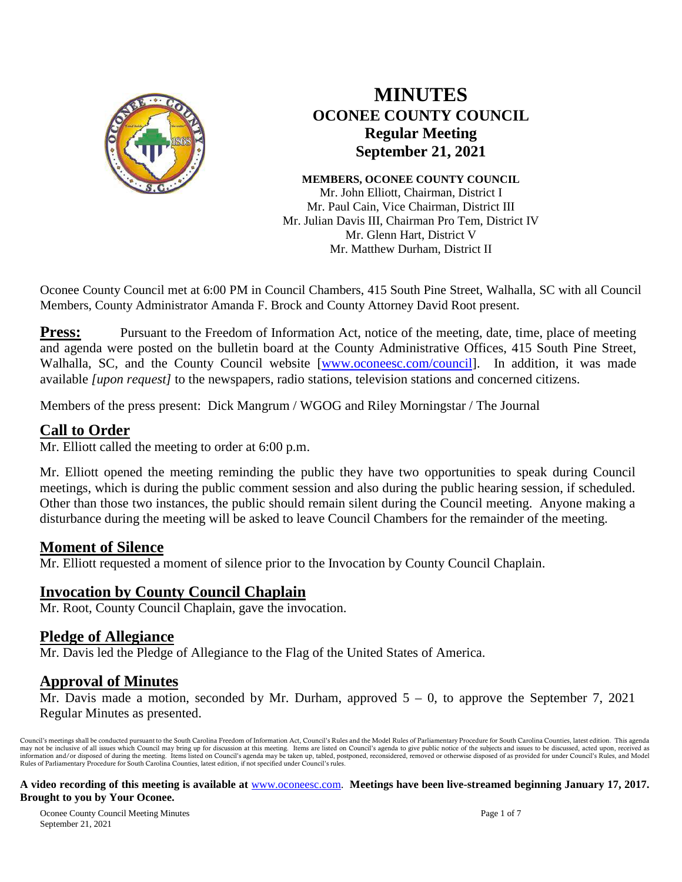# MINUTES
## OCONEE COUNTY COUNCIL
### Regular Meeting
### September 21, 2021

**MEMBERS, OCONEE COUNTY COUNCIL**
Mr. John Elliott, Chairman, District I
Mr. Paul Cain, Vice Chairman, District III
Mr. Julian Davis III, Chairman Pro Tem, District IV
Mr. Glenn Hart, District V
Mr. Matthew Durham, District II

Oconee County Council met at 6:00 PM in Council Chambers, 415 South Pine Street, Walhalla, SC with all Council Members, County Administrator Amanda F. Brock and County Attorney David Root present.

**Press:** Pursuant to the Freedom of Information Act, notice of the meeting, date, time, place of meeting and agenda were posted on the bulletin board at the County Administrative Offices, 415 South Pine Street, Walhalla, SC, and the County Council website [www.oconeesc.com/council]. In addition, it was made available *[upon request]* to the newspapers, radio stations, television stations and concerned citizens.

Members of the press present: Dick Mangrum / WGOG and Riley Morningstar / The Journal

## Call to Order

Mr. Elliott called the meeting to order at 6:00 p.m.

Mr. Elliott opened the meeting reminding the public they have two opportunities to speak during Council meetings, which is during the public comment session and also during the public hearing session, if scheduled. Other than those two instances, the public should remain silent during the Council meeting. Anyone making a disturbance during the meeting will be asked to leave Council Chambers for the remainder of the meeting.

## Moment of Silence

Mr. Elliott requested a moment of silence prior to the Invocation by County Council Chaplain.

## Invocation by County Council Chaplain

Mr. Root, County Council Chaplain, gave the invocation.

## Pledge of Allegiance

Mr. Davis led the Pledge of Allegiance to the Flag of the United States of America.

## Approval of Minutes

Mr. Davis made a motion, seconded by Mr. Durham, approved 5 – 0, to approve the September 7, 2021 Regular Minutes as presented.

Council's meetings shall be conducted pursuant to the South Carolina Freedom of Information Act, Council's Rules and the Model Rules of Parliamentary Procedure for South Carolina Counties, latest edition. This agenda may not be inclusive of all issues which Council may bring up for discussion at this meeting. Items are listed on Council's agenda to give public notice of the subjects and issues to be discussed, acted upon, received as information and/or disposed of during the meeting. Items listed on Council's agenda may be taken up, tabled, postponed, reconsidered, removed or otherwise disposed of as provided for under Council's Rules, and Model Rules of Parliamentary Procedure for South Carolina Counties, latest edition, if not specified under Council's rules.

**A video recording of this meeting is available at** www.oconeesc.com. **Meetings have been live-streamed beginning January 17, 2017. Brought to you by Your Oconee.**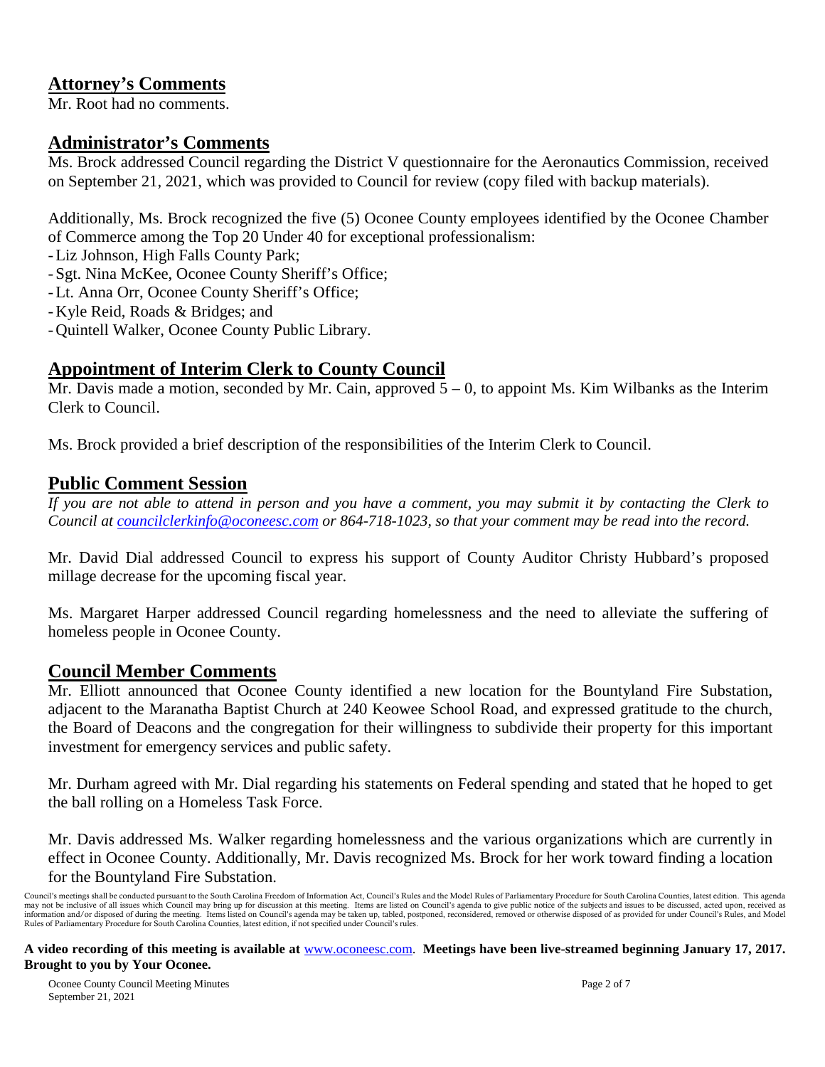## Attorney's Comments

Mr. Root had no comments.

## Administrator's Comments

Ms. Brock addressed Council regarding the District V questionnaire for the Aeronautics Commission, received on September 21, 2021, which was provided to Council for review (copy filed with backup materials).

Additionally, Ms. Brock recognized the five (5) Oconee County employees identified by the Oconee Chamber of Commerce among the Top 20 Under 40 for exceptional professionalism:

- Liz Johnson, High Falls County Park;
- Sgt. Nina McKee, Oconee County Sheriff's Office;
- Lt. Anna Orr, Oconee County Sheriff's Office;
- Kyle Reid, Roads & Bridges; and
- Quintell Walker, Oconee County Public Library.

## Appointment of Interim Clerk to County Council

Mr. Davis made a motion, seconded by Mr. Cain, approved 5 – 0, to appoint Ms. Kim Wilbanks as the Interim Clerk to Council.

Ms. Brock provided a brief description of the responsibilities of the Interim Clerk to Council.

## Public Comment Session

*If you are not able to attend in person and you have a comment, you may submit it by contacting the Clerk to Council at councilclerkinfo@oconeesc.com or 864-718-1023, so that your comment may be read into the record.*

Mr. David Dial addressed Council to express his support of County Auditor Christy Hubbard's proposed millage decrease for the upcoming fiscal year.

Ms. Margaret Harper addressed Council regarding homelessness and the need to alleviate the suffering of homeless people in Oconee County.

## Council Member Comments

Mr. Elliott announced that Oconee County identified a new location for the Bountyland Fire Substation, adjacent to the Maranatha Baptist Church at 240 Keowee School Road, and expressed gratitude to the church, the Board of Deacons and the congregation for their willingness to subdivide their property for this important investment for emergency services and public safety.

Mr. Durham agreed with Mr. Dial regarding his statements on Federal spending and stated that he hoped to get the ball rolling on a Homeless Task Force.

Mr. Davis addressed Ms. Walker regarding homelessness and the various organizations which are currently in effect in Oconee County. Additionally, Mr. Davis recognized Ms. Brock for her work toward finding a location for the Bountyland Fire Substation.

Council's meetings shall be conducted pursuant to the South Carolina Freedom of Information Act, Council's Rules and the Model Rules of Parliamentary Procedure for South Carolina Counties, latest edition. This agenda may not be inclusive of all issues which Council may bring up for discussion at this meeting. Items are listed on Council's agenda to give public notice of the subjects and issues to be discussed, acted upon, received as information and/or disposed of during the meeting. Items listed on Council's agenda may be taken up, tabled, postponed, reconsidered, removed or otherwise disposed of as provided for under Council's Rules, and Model Rules of Parliamentary Procedure for South Carolina Counties, latest edition, if not specified under Council's rules.

**A video recording of this meeting is available at** www.oconeesc.com. **Meetings have been live-streamed beginning January 17, 2017. Brought to you by Your Oconee.**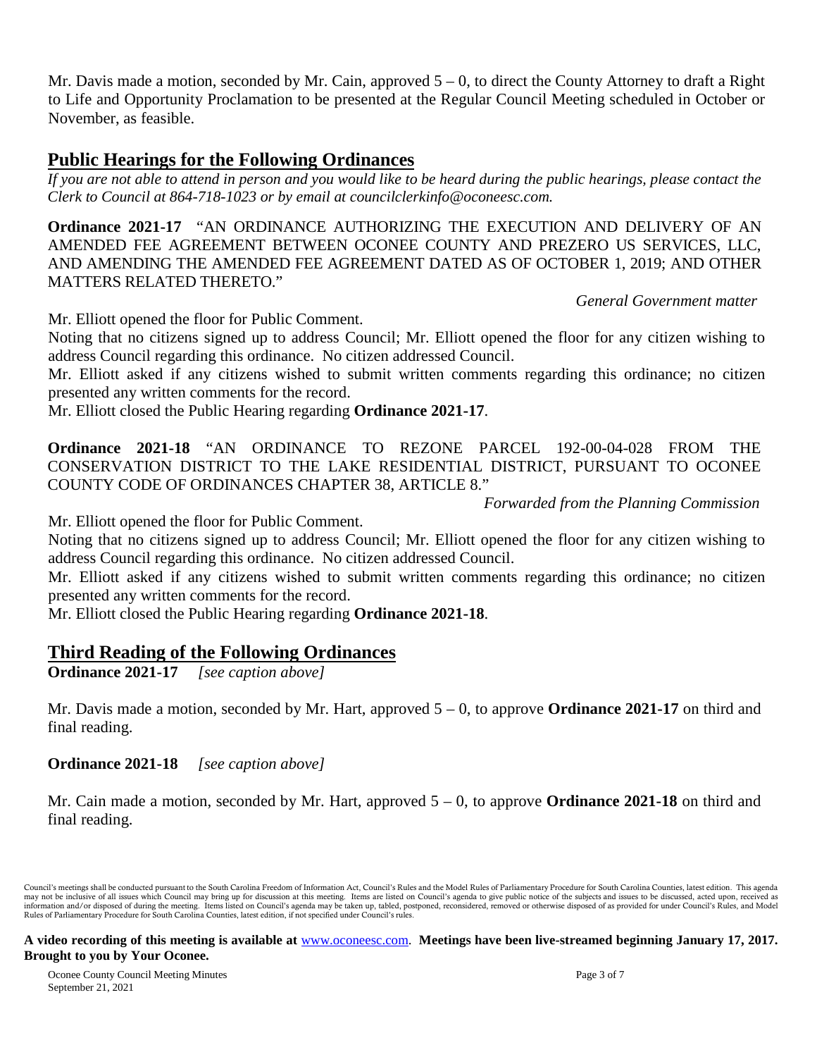Mr. Davis made a motion, seconded by Mr. Cain, approved 5 – 0, to direct the County Attorney to draft a Right to Life and Opportunity Proclamation to be presented at the Regular Council Meeting scheduled in October or November, as feasible.

## Public Hearings for the Following Ordinances

*If you are not able to attend in person and you would like to be heard during the public hearings, please contact the Clerk to Council at 864-718-1023 or by email at councilclerkinfo@oconeesc.com.*

**Ordinance 2021-17** "AN ORDINANCE AUTHORIZING THE EXECUTION AND DELIVERY OF AN AMENDED FEE AGREEMENT BETWEEN OCONEE COUNTY AND PREZERO US SERVICES, LLC, AND AMENDING THE AMENDED FEE AGREEMENT DATED AS OF OCTOBER 1, 2019; AND OTHER MATTERS RELATED THERETO."

*General Government matter*

Mr. Elliott opened the floor for Public Comment.

Noting that no citizens signed up to address Council; Mr. Elliott opened the floor for any citizen wishing to address Council regarding this ordinance. No citizen addressed Council.

Mr. Elliott asked if any citizens wished to submit written comments regarding this ordinance; no citizen presented any written comments for the record.

Mr. Elliott closed the Public Hearing regarding **Ordinance 2021-17**.

**Ordinance 2021-18** "AN ORDINANCE TO REZONE PARCEL 192-00-04-028 FROM THE CONSERVATION DISTRICT TO THE LAKE RESIDENTIAL DISTRICT, PURSUANT TO OCONEE COUNTY CODE OF ORDINANCES CHAPTER 38, ARTICLE 8."

*Forwarded from the Planning Commission*

Mr. Elliott opened the floor for Public Comment.

Noting that no citizens signed up to address Council; Mr. Elliott opened the floor for any citizen wishing to address Council regarding this ordinance. No citizen addressed Council.

Mr. Elliott asked if any citizens wished to submit written comments regarding this ordinance; no citizen presented any written comments for the record.

Mr. Elliott closed the Public Hearing regarding **Ordinance 2021-18**.

## Third Reading of the Following Ordinances

**Ordinance 2021-17** *[see caption above]*

Mr. Davis made a motion, seconded by Mr. Hart, approved 5 – 0, to approve **Ordinance 2021-17** on third and final reading.

**Ordinance 2021-18** *[see caption above]*

Mr. Cain made a motion, seconded by Mr. Hart, approved 5 – 0, to approve **Ordinance 2021-18** on third and final reading.

Council's meetings shall be conducted pursuant to the South Carolina Freedom of Information Act, Council's Rules and the Model Rules of Parliamentary Procedure for South Carolina Counties, latest edition. This agenda may not be inclusive of all issues which Council may bring up for discussion at this meeting. Items are listed on Council's agenda to give public notice of the subjects and issues to be discussed, acted upon, received as information and/or disposed of during the meeting. Items listed on Council's agenda may be taken up, tabled, postponed, reconsidered, removed or otherwise disposed of as provided for under Council's Rules, and Model Rules of Parliamentary Procedure for South Carolina Counties, latest edition, if not specified under Council's rules.

**A video recording of this meeting is available at** www.oconeesc.com. **Meetings have been live-streamed beginning January 17, 2017. Brought to you by Your Oconee.**

Oconee County Council Meeting Minutes
September 21, 2021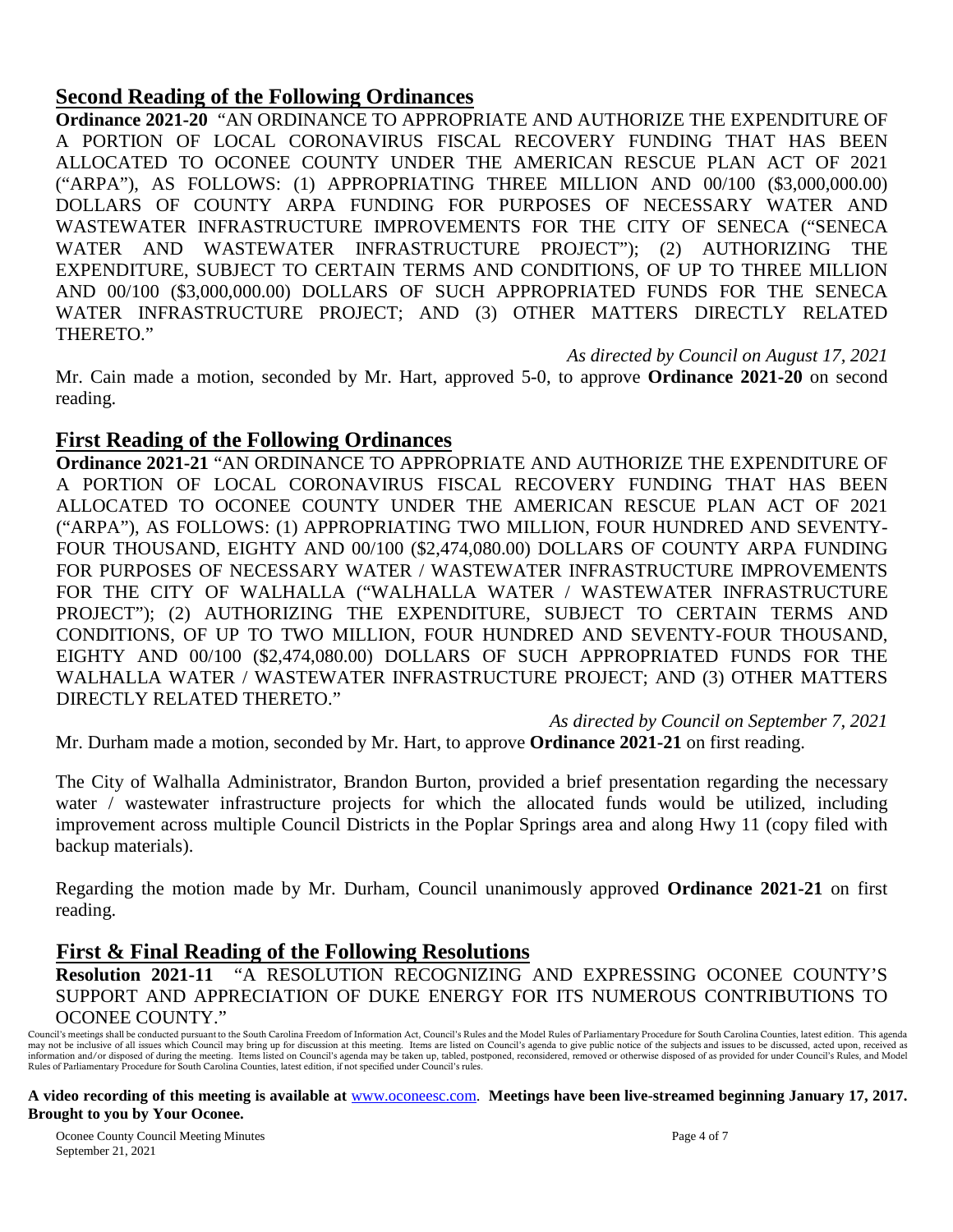## Second Reading of the Following Ordinances

**Ordinance 2021-20** "AN ORDINANCE TO APPROPRIATE AND AUTHORIZE THE EXPENDITURE OF A PORTION OF LOCAL CORONAVIRUS FISCAL RECOVERY FUNDING THAT HAS BEEN ALLOCATED TO OCONEE COUNTY UNDER THE AMERICAN RESCUE PLAN ACT OF 2021 ("ARPA"), AS FOLLOWS: (1) APPROPRIATING THREE MILLION AND 00/100 ($3,000,000.00) DOLLARS OF COUNTY ARPA FUNDING FOR PURPOSES OF NECESSARY WATER AND WASTEWATER INFRASTRUCTURE IMPROVEMENTS FOR THE CITY OF SENECA ("SENECA WATER AND WASTEWATER INFRASTRUCTURE PROJECT"); (2) AUTHORIZING THE EXPENDITURE, SUBJECT TO CERTAIN TERMS AND CONDITIONS, OF UP TO THREE MILLION AND 00/100 ($3,000,000.00) DOLLARS OF SUCH APPROPRIATED FUNDS FOR THE SENECA WATER INFRASTRUCTURE PROJECT; AND (3) OTHER MATTERS DIRECTLY RELATED THERETO."

*As directed by Council on August 17, 2021*

Mr. Cain made a motion, seconded by Mr. Hart, approved 5-0, to approve **Ordinance 2021-20** on second reading.

## First Reading of the Following Ordinances

**Ordinance 2021-21** "AN ORDINANCE TO APPROPRIATE AND AUTHORIZE THE EXPENDITURE OF A PORTION OF LOCAL CORONAVIRUS FISCAL RECOVERY FUNDING THAT HAS BEEN ALLOCATED TO OCONEE COUNTY UNDER THE AMERICAN RESCUE PLAN ACT OF 2021 ("ARPA"), AS FOLLOWS: (1) APPROPRIATING TWO MILLION, FOUR HUNDRED AND SEVENTY-FOUR THOUSAND, EIGHTY AND 00/100 ($2,474,080.00) DOLLARS OF COUNTY ARPA FUNDING FOR PURPOSES OF NECESSARY WATER / WASTEWATER INFRASTRUCTURE IMPROVEMENTS FOR THE CITY OF WALHALLA ("WALHALLA WATER / WASTEWATER INFRASTRUCTURE PROJECT"); (2) AUTHORIZING THE EXPENDITURE, SUBJECT TO CERTAIN TERMS AND CONDITIONS, OF UP TO TWO MILLION, FOUR HUNDRED AND SEVENTY-FOUR THOUSAND, EIGHTY AND 00/100 ($2,474,080.00) DOLLARS OF SUCH APPROPRIATED FUNDS FOR THE WALHALLA WATER / WASTEWATER INFRASTRUCTURE PROJECT; AND (3) OTHER MATTERS DIRECTLY RELATED THERETO."

*As directed by Council on September 7, 2021*

Mr. Durham made a motion, seconded by Mr. Hart, to approve **Ordinance 2021-21** on first reading.

The City of Walhalla Administrator, Brandon Burton, provided a brief presentation regarding the necessary water / wastewater infrastructure projects for which the allocated funds would be utilized, including improvement across multiple Council Districts in the Poplar Springs area and along Hwy 11 (copy filed with backup materials).

Regarding the motion made by Mr. Durham, Council unanimously approved **Ordinance 2021-21** on first reading.

## First & Final Reading of the Following Resolutions

**Resolution 2021-11** "A RESOLUTION RECOGNIZING AND EXPRESSING OCONEE COUNTY'S SUPPORT AND APPRECIATION OF DUKE ENERGY FOR ITS NUMEROUS CONTRIBUTIONS TO OCONEE COUNTY."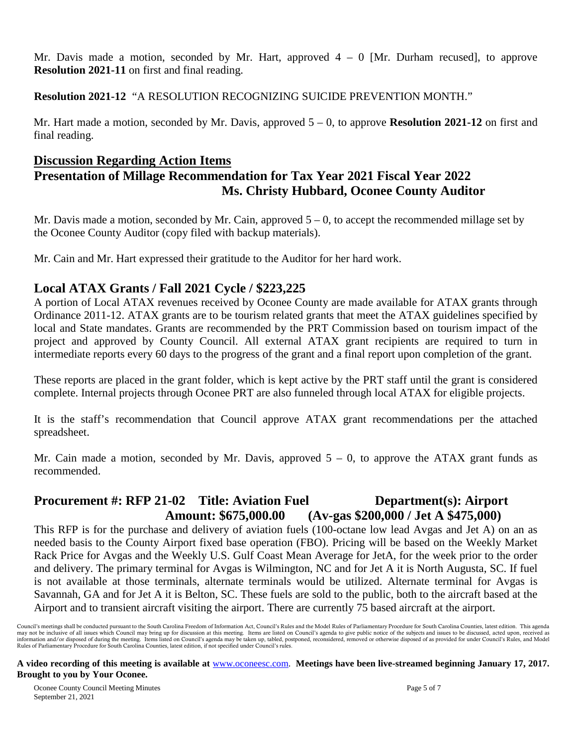Mr. Davis made a motion, seconded by Mr. Hart, approved 4 – 0 [Mr. Durham recused], to approve **Resolution 2021-11** on first and final reading.

**Resolution 2021-12** "A RESOLUTION RECOGNIZING SUICIDE PREVENTION MONTH."

Mr. Hart made a motion, seconded by Mr. Davis, approved 5 – 0, to approve **Resolution 2021-12** on first and final reading.

## Discussion Regarding Action Items

## Presentation of Millage Recommendation for Tax Year 2021 Fiscal Year 2022
**Ms. Christy Hubbard, Oconee County Auditor**

Mr. Davis made a motion, seconded by Mr. Cain, approved 5 – 0, to accept the recommended millage set by the Oconee County Auditor (copy filed with backup materials).

Mr. Cain and Mr. Hart expressed their gratitude to the Auditor for her hard work.

## Local ATAX Grants / Fall 2021 Cycle / $223,225

A portion of Local ATAX revenues received by Oconee County are made available for ATAX grants through Ordinance 2011-12. ATAX grants are to be tourism related grants that meet the ATAX guidelines specified by local and State mandates. Grants are recommended by the PRT Commission based on tourism impact of the project and approved by County Council. All external ATAX grant recipients are required to turn in intermediate reports every 60 days to the progress of the grant and a final report upon completion of the grant.

These reports are placed in the grant folder, which is kept active by the PRT staff until the grant is considered complete. Internal projects through Oconee PRT are also funneled through local ATAX for eligible projects.

It is the staff's recommendation that Council approve ATAX grant recommendations per the attached spreadsheet.

Mr. Cain made a motion, seconded by Mr. Davis, approved 5 – 0, to approve the ATAX grant funds as recommended.

## Procurement #: RFP 21-02 Title: Aviation Fuel Department(s): Airport
**Amount: $675,000.00 (Av-gas $200,000 / Jet A $475,000)**

This RFP is for the purchase and delivery of aviation fuels (100-octane low lead Avgas and Jet A) on an as needed basis to the County Airport fixed base operation (FBO). Pricing will be based on the Weekly Market Rack Price for Avgas and the Weekly U.S. Gulf Coast Mean Average for JetA, for the week prior to the order and delivery. The primary terminal for Avgas is Wilmington, NC and for Jet A it is North Augusta, SC. If fuel is not available at those terminals, alternate terminals would be utilized. Alternate terminal for Avgas is Savannah, GA and for Jet A it is Belton, SC. These fuels are sold to the public, both to the aircraft based at the Airport and to transient aircraft visiting the airport. There are currently 75 based aircraft at the airport.

Council's meetings shall be conducted pursuant to the South Carolina Freedom of Information Act, Council's Rules and the Model Rules of Parliamentary Procedure for South Carolina Counties, latest edition. This agenda may not be inclusive of all issues which Council may bring up for discussion at this meeting. Items are listed on Council's agenda to give public notice of the subjects and issues to be discussed, acted upon, received as information and/or disposed of during the meeting. Items listed on Council's agenda may be taken up, tabled, postponed, reconsidered, removed or otherwise disposed of as provided for under Council's Rules, and Model Rules of Parliamentary Procedure for South Carolina Counties, latest edition, if not specified under Council's rules.

**A video recording of this meeting is available at** www.oconeesc.com. **Meetings have been live-streamed beginning January 17, 2017. Brought to you by Your Oconee.**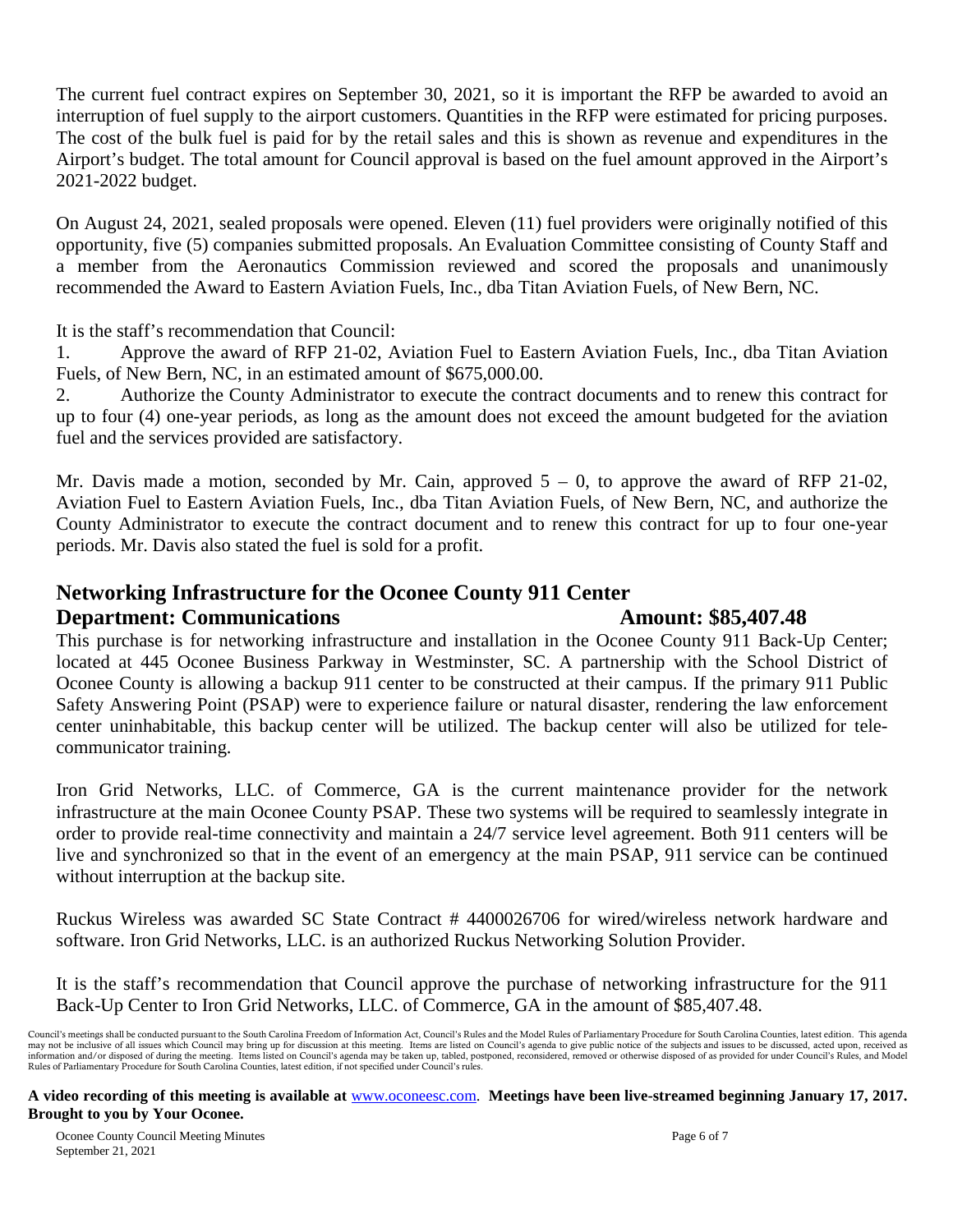The current fuel contract expires on September 30, 2021, so it is important the RFP be awarded to avoid an interruption of fuel supply to the airport customers. Quantities in the RFP were estimated for pricing purposes. The cost of the bulk fuel is paid for by the retail sales and this is shown as revenue and expenditures in the Airport's budget. The total amount for Council approval is based on the fuel amount approved in the Airport's 2021-2022 budget.

On August 24, 2021, sealed proposals were opened. Eleven (11) fuel providers were originally notified of this opportunity, five (5) companies submitted proposals. An Evaluation Committee consisting of County Staff and a member from the Aeronautics Commission reviewed and scored the proposals and unanimously recommended the Award to Eastern Aviation Fuels, Inc., dba Titan Aviation Fuels, of New Bern, NC.

It is the staff's recommendation that Council:

1. Approve the award of RFP 21-02, Aviation Fuel to Eastern Aviation Fuels, Inc., dba Titan Aviation Fuels, of New Bern, NC, in an estimated amount of $675,000.00.
2. Authorize the County Administrator to execute the contract documents and to renew this contract for up to four (4) one-year periods, as long as the amount does not exceed the amount budgeted for the aviation fuel and the services provided are satisfactory.

Mr. Davis made a motion, seconded by Mr. Cain, approved 5 – 0, to approve the award of RFP 21-02, Aviation Fuel to Eastern Aviation Fuels, Inc., dba Titan Aviation Fuels, of New Bern, NC, and authorize the County Administrator to execute the contract document and to renew this contract for up to four one-year periods. Mr. Davis also stated the fuel is sold for a profit.

## Networking Infrastructure for the Oconee County 911 Center

**Department: Communications** **Amount: $85,407.48**

This purchase is for networking infrastructure and installation in the Oconee County 911 Back-Up Center; located at 445 Oconee Business Parkway in Westminster, SC. A partnership with the School District of Oconee County is allowing a backup 911 center to be constructed at their campus. If the primary 911 Public Safety Answering Point (PSAP) were to experience failure or natural disaster, rendering the law enforcement center uninhabitable, this backup center will be utilized. The backup center will also be utilized for tele-communicator training.

Iron Grid Networks, LLC. of Commerce, GA is the current maintenance provider for the network infrastructure at the main Oconee County PSAP. These two systems will be required to seamlessly integrate in order to provide real-time connectivity and maintain a 24/7 service level agreement. Both 911 centers will be live and synchronized so that in the event of an emergency at the main PSAP, 911 service can be continued without interruption at the backup site.

Ruckus Wireless was awarded SC State Contract # 4400026706 for wired/wireless network hardware and software. Iron Grid Networks, LLC. is an authorized Ruckus Networking Solution Provider.

It is the staff's recommendation that Council approve the purchase of networking infrastructure for the 911 Back-Up Center to Iron Grid Networks, LLC. of Commerce, GA in the amount of $85,407.48.

Council's meetings shall be conducted pursuant to the South Carolina Freedom of Information Act, Council's Rules and the Model Rules of Parliamentary Procedure for South Carolina Counties, latest edition. This agenda may not be inclusive of all issues which Council may bring up for discussion at this meeting. Items are listed on Council's agenda to give public notice of the subjects and issues to be discussed, acted upon, received as information and/or disposed of during the meeting. Items listed on Council's agenda may be taken up, tabled, postponed, reconsidered, removed or otherwise disposed of as provided for under Council's Rules, and Model Rules of Parliamentary Procedure for South Carolina Counties, latest edition, if not specified under Council's rules.

**A video recording of this meeting is available at** www.oconeesc.com. **Meetings have been live-streamed beginning January 17, 2017. Brought to you by Your Oconee.**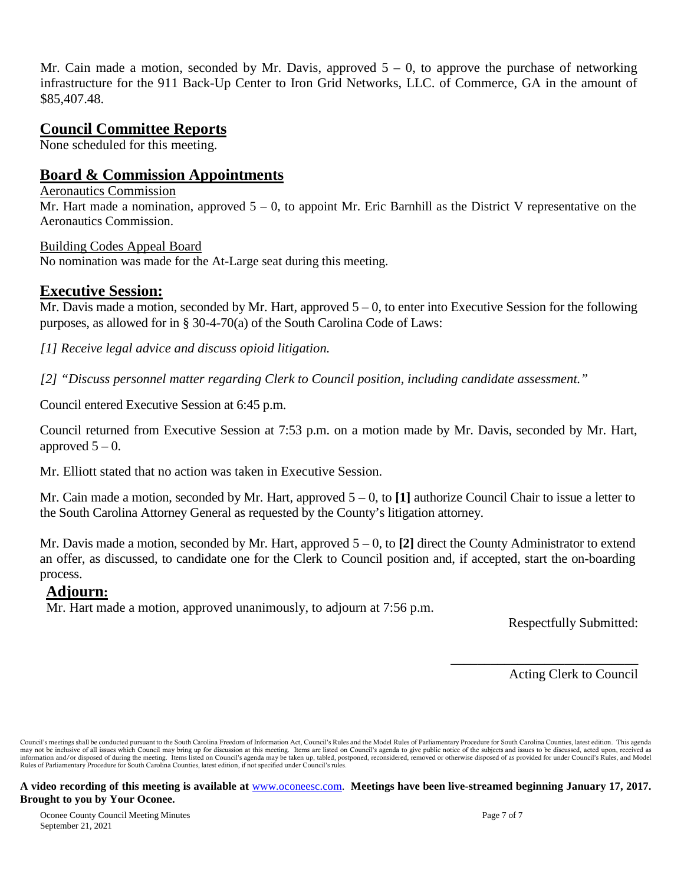Mr. Cain made a motion, seconded by Mr. Davis, approved 5 – 0, to approve the purchase of networking infrastructure for the 911 Back-Up Center to Iron Grid Networks, LLC. of Commerce, GA in the amount of $85,407.48.

## Council Committee Reports

None scheduled for this meeting.

## Board & Commission Appointments

Aeronautics Commission

Mr. Hart made a nomination, approved 5 – 0, to appoint Mr. Eric Barnhill as the District V representative on the Aeronautics Commission.

Building Codes Appeal Board

No nomination was made for the At-Large seat during this meeting.

## Executive Session:

Mr. Davis made a motion, seconded by Mr. Hart, approved 5 – 0, to enter into Executive Session for the following purposes, as allowed for in § 30-4-70(a) of the South Carolina Code of Laws:

*[1] Receive legal advice and discuss opioid litigation.*

*[2] "Discuss personnel matter regarding Clerk to Council position, including candidate assessment."*

Council entered Executive Session at 6:45 p.m.

Council returned from Executive Session at 7:53 p.m. on a motion made by Mr. Davis, seconded by Mr. Hart, approved 5 – 0.

Mr. Elliott stated that no action was taken in Executive Session.

Mr. Cain made a motion, seconded by Mr. Hart, approved 5 – 0, to **[1]** authorize Council Chair to issue a letter to the South Carolina Attorney General as requested by the County's litigation attorney.

Mr. Davis made a motion, seconded by Mr. Hart, approved 5 – 0, to **[2]** direct the County Administrator to extend an offer, as discussed, to candidate one for the Clerk to Council position and, if accepted, start the on-boarding process.

## Adjourn:

Mr. Hart made a motion, approved unanimously, to adjourn at 7:56 p.m.

Respectfully Submitted:

\_\_\_\_\_\_\_\_\_\_\_\_\_\_\_\_\_\_\_\_\_\_\_\_\_\_\_\_

Acting Clerk to Council

Council's meetings shall be conducted pursuant to the South Carolina Freedom of Information Act, Council's Rules and the Model Rules of Parliamentary Procedure for South Carolina Counties, latest edition. This agenda may not be inclusive of all issues which Council may bring up for discussion at this meeting. Items are listed on Council's agenda to give public notice of the subjects and issues to be discussed, acted upon, received as information and/or disposed of during the meeting. Items listed on Council's agenda may be taken up, tabled, postponed, reconsidered, removed or otherwise disposed of as provided for under Council's Rules, and Model Rules of Parliamentary Procedure for South Carolina Counties, latest edition, if not specified under Council's rules.

**A video recording of this meeting is available at** www.oconeesc.com. **Meetings have been live-streamed beginning January 17, 2017. Brought to you by Your Oconee.**